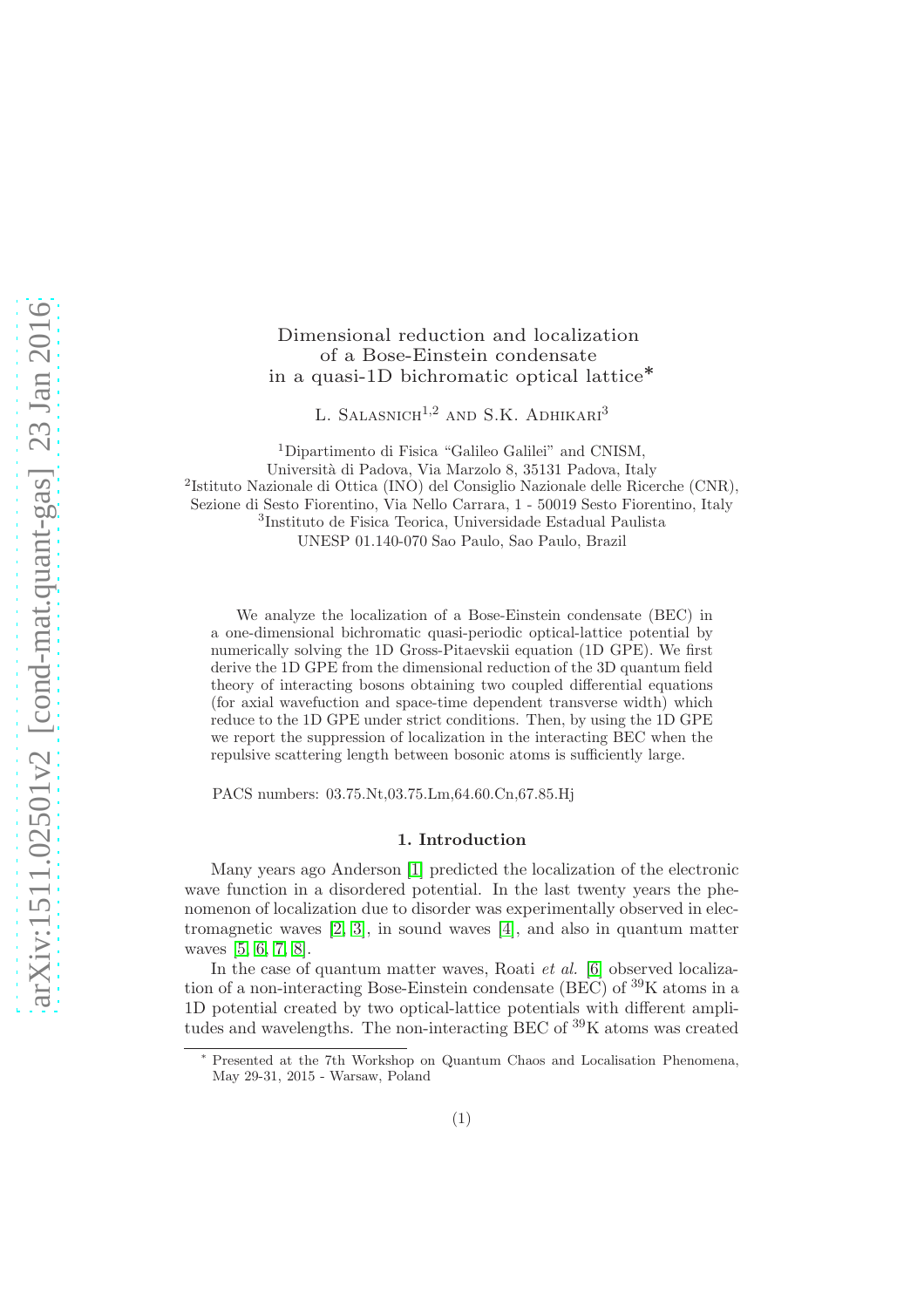# Dimensional reduction and localization of a Bose-Einstein condensate in a quasi-1D bichromatic optical lattice*

L. Salasnich[1,2] and S.K. Adhikari[3]

[1]Dipartimento di Fisica "Galileo Galilei" and CNISM, Università di Padova, Via Marzolo 8, 35131 Padova, Italy
[2]Istituto Nazionale di Ottica (INO) del Consiglio Nazionale delle Ricerche (CNR), Sezione di Sesto Fiorentino, Via Nello Carrara, 1 - 50019 Sesto Fiorentino, Italy
[3]Instituto de Fisica Teorica, Universidade Estadual Paulista UNESP 01.140-070 Sao Paulo, Sao Paulo, Brazil

We analyze the localization of a Bose-Einstein condensate (BEC) in a one-dimensional bichromatic quasi-periodic optical-lattice potential by numerically solving the 1D Gross-Pitaevskii equation (1D GPE). We first derive the 1D GPE from the dimensional reduction of the 3D quantum field theory of interacting bosons obtaining two coupled differential equations (for axial wavefuction and space-time dependent transverse width) which reduce to the 1D GPE under strict conditions. Then, by using the 1D GPE we report the suppression of localization in the interacting BEC when the repulsive scattering length between bosonic atoms is sufficiently large.

PACS numbers: 03.75.Nt,03.75.Lm,64.60.Cn,67.85.Hj

## 1. Introduction

Many years ago Anderson [1] predicted the localization of the electronic wave function in a disordered potential. In the last twenty years the phenomenon of localization due to disorder was experimentally observed in electromagnetic waves [2, 3], in sound waves [4], and also in quantum matter waves [5, 6, 7, 8].

In the case of quantum matter waves, Roati *et al.* [6] observed localization of a non-interacting Bose-Einstein condensate (BEC) of $^{39}$K atoms in a 1D potential created by two optical-lattice potentials with different amplitudes and wavelengths. The non-interacting BEC of $^{39}$K atoms was created

---

* Presented at the 7th Workshop on Quantum Chaos and Localisation Phenomena, May 29-31, 2015 - Warsaw, Poland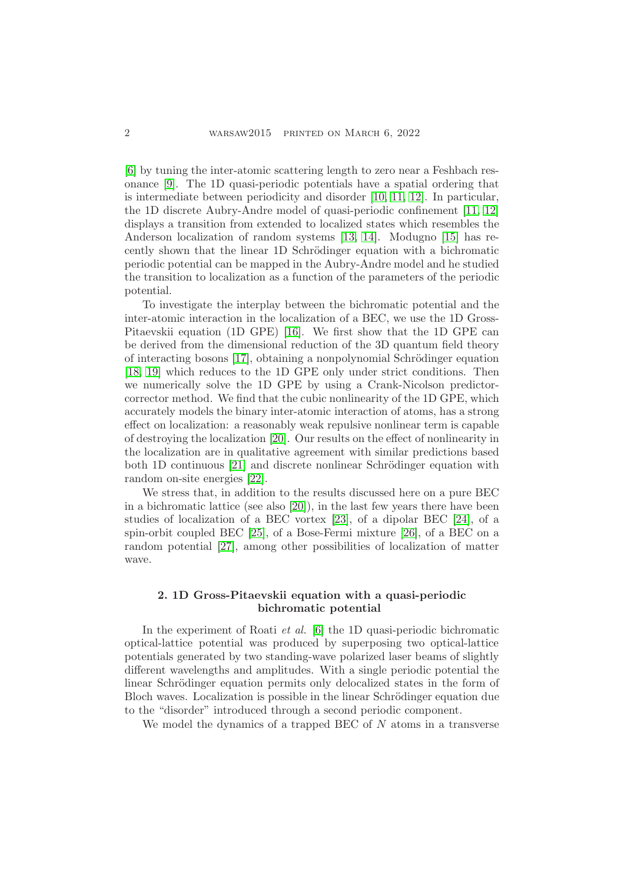[6] by tuning the inter-atomic scattering length to zero near a Feshbach resonance [9]. The 1D quasi-periodic potentials have a spatial ordering that is intermediate between periodicity and disorder [10, 11, 12]. In particular, the 1D discrete Aubry-Andre model of quasi-periodic confinement [11, 12] displays a transition from extended to localized states which resembles the Anderson localization of random systems [13, 14]. Modugno [15] has recently shown that the linear 1D Schrödinger equation with a bichromatic periodic potential can be mapped in the Aubry-Andre model and he studied the transition to localization as a function of the parameters of the periodic potential.

To investigate the interplay between the bichromatic potential and the inter-atomic interaction in the localization of a BEC, we use the 1D Gross-Pitaevskii equation (1D GPE) [16]. We first show that the 1D GPE can be derived from the dimensional reduction of the 3D quantum field theory of interacting bosons [17], obtaining a nonpolynomial Schrödinger equation [18, 19] which reduces to the 1D GPE only under strict conditions. Then we numerically solve the 1D GPE by using a Crank-Nicolson predictor-corrector method. We find that the cubic nonlinearity of the 1D GPE, which accurately models the binary inter-atomic interaction of atoms, has a strong effect on localization: a reasonably weak repulsive nonlinear term is capable of destroying the localization [20]. Our results on the effect of nonlinearity in the localization are in qualitative agreement with similar predictions based both 1D continuous [21] and discrete nonlinear Schrödinger equation with random on-site energies [22].

We stress that, in addition to the results discussed here on a pure BEC in a bichromatic lattice (see also [20]), in the last few years there have been studies of localization of a BEC vortex [23], of a dipolar BEC [24], of a spin-orbit coupled BEC [25], of a Bose-Fermi mixture [26], of a BEC on a random potential [27], among other possibilities of localization of matter wave.

## 2. 1D Gross-Pitaevskii equation with a quasi-periodic bichromatic potential

In the experiment of Roati *et al.* [6] the 1D quasi-periodic bichromatic optical-lattice potential was produced by superposing two optical-lattice potentials generated by two standing-wave polarized laser beams of slightly different wavelengths and amplitudes. With a single periodic potential the linear Schrödinger equation permits only delocalized states in the form of Bloch waves. Localization is possible in the linear Schrödinger equation due to the "disorder" introduced through a second periodic component.

We model the dynamics of a trapped BEC of $N$ atoms in a transverse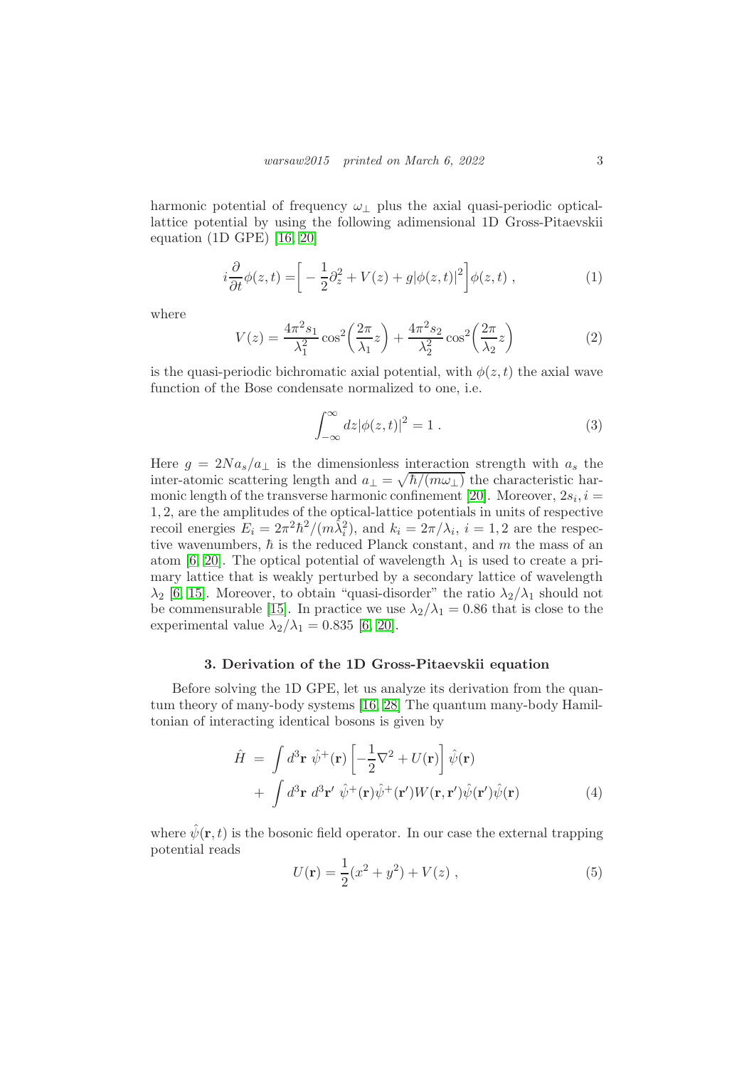harmonic potential of frequency $\omega_\perp$ plus the axial quasi-periodic optical-lattice potential by using the following adimensional 1D Gross-Pitaevskii equation (1D GPE) [16, 20]

$$i\frac{\partial}{\partial t}\phi(z,t) = \left[ -\frac{1}{2}\partial_z^2 + V(z) + g|\phi(z,t)|^2 \right]\phi(z,t) \; , \tag{1}$$

where

$$V(z) = \frac{4\pi^2 s_1}{\lambda_1^2}\cos^2\left(\frac{2\pi}{\lambda_1}z\right) + \frac{4\pi^2 s_2}{\lambda_2^2}\cos^2\left(\frac{2\pi}{\lambda_2}z\right) \tag{2}$$

is the quasi-periodic bichromatic axial potential, with $\phi(z,t)$ the axial wave function of the Bose condensate normalized to one, i.e.

$$\int_{-\infty}^{\infty} dz |\phi(z,t)|^2 = 1 \; . \tag{3}$$

Here $g = 2Na_s/a_\perp$ is the dimensionless interaction strength with $a_s$ the inter-atomic scattering length and $a_\perp = \sqrt{\hbar/(m\omega_\perp)}$ the characteristic harmonic length of the transverse harmonic confinement [20]. Moreover, $2s_i, i = 1,2$, are the amplitudes of the optical-lattice potentials in units of respective recoil energies $E_i = 2\pi^2\hbar^2/(m\lambda_i^2)$, and $k_i = 2\pi/\lambda_i$, $i = 1,2$ are the respective wavenumbers, $\hbar$ is the reduced Planck constant, and $m$ the mass of an atom [6, 20]. The optical potential of wavelength $\lambda_1$ is used to create a primary lattice that is weakly perturbed by a secondary lattice of wavelength $\lambda_2$ [6, 15]. Moreover, to obtain "quasi-disorder" the ratio $\lambda_2/\lambda_1$ should not be commensurable [15]. In practice we use $\lambda_2/\lambda_1 = 0.86$ that is close to the experimental value $\lambda_2/\lambda_1 = 0.835$ [6, 20].

### 3. Derivation of the 1D Gross-Pitaevskii equation

Before solving the 1D GPE, let us analyze its derivation from the quantum theory of many-body systems [16, 28] The quantum many-body Hamiltonian of interacting identical bosons is given by

$$\begin{aligned}\hat{H} \; &= \; \int d^3\mathbf{r} \; \hat{\psi}^+(\mathbf{r}) \left[ -\frac{1}{2}\nabla^2 + U(\mathbf{r}) \right] \hat{\psi}(\mathbf{r}) \\ &+ \; \int d^3\mathbf{r} \; d^3\mathbf{r}' \; \hat{\psi}^+(\mathbf{r})\hat{\psi}^+(\mathbf{r}')W(\mathbf{r},\mathbf{r}')\hat{\psi}(\mathbf{r}')\hat{\psi}(\mathbf{r})\end{aligned} \tag{4}$$

where $\hat{\psi}(\mathbf{r},t)$ is the bosonic field operator. In our case the external trapping potential reads

$$U(\mathbf{r}) = \frac{1}{2}(x^2 + y^2) + V(z) \; , \tag{5}$$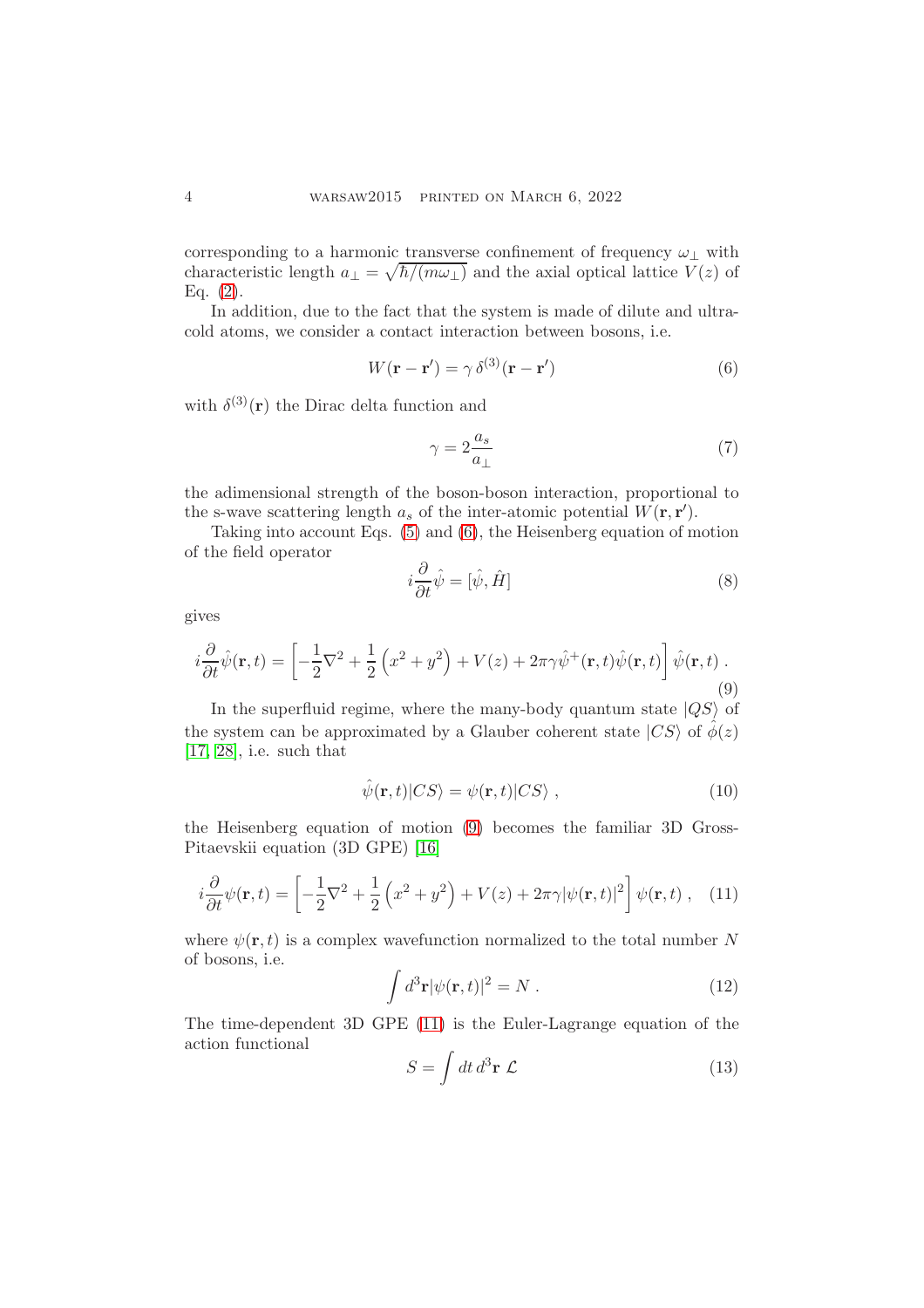corresponding to a harmonic transverse confinement of frequency $\omega_\perp$ with characteristic length $a_\perp = \sqrt{\hbar/(m\omega_\perp)}$ and the axial optical lattice $V(z)$ of Eq. (2).

In addition, due to the fact that the system is made of dilute and ultracold atoms, we consider a contact interaction between bosons, i.e.

$$W(\mathbf{r}-\mathbf{r}') = \gamma\, \delta^{(3)}(\mathbf{r}-\mathbf{r}') \tag{6}$$

with $\delta^{(3)}(\mathbf{r})$ the Dirac delta function and

$$\gamma = 2\frac{a_s}{a_\perp} \tag{7}$$

the adimensional strength of the boson-boson interaction, proportional to the s-wave scattering length $a_s$ of the inter-atomic potential $W(\mathbf{r},\mathbf{r}')$.

Taking into account Eqs. (5) and (6), the Heisenberg equation of motion of the field operator

$$i\frac{\partial}{\partial t}\hat{\psi} = [\hat{\psi},\hat{H}] \tag{8}$$

gives

$$i\frac{\partial}{\partial t}\hat{\psi}(\mathbf{r},t) = \left[-\frac{1}{2}\nabla^2 + \frac{1}{2}\left(x^2+y^2\right) + V(z) + 2\pi\gamma\hat{\psi}^{+}(\mathbf{r},t)\hat{\psi}(\mathbf{r},t)\right]\hat{\psi}(\mathbf{r},t)\,. \tag{9}$$

In the superfluid regime, where the many-body quantum state $|QS\rangle$ of the system can be approximated by a Glauber coherent state $|CS\rangle$ of $\hat{\phi}(z)$ [17, 28], i.e. such that

$$\hat{\psi}(\mathbf{r},t)|CS\rangle = \psi(\mathbf{r},t)|CS\rangle\;, \tag{10}$$

the Heisenberg equation of motion (9) becomes the familiar 3D Gross-Pitaevskii equation (3D GPE) [16]

$$i\frac{\partial}{\partial t}\psi(\mathbf{r},t) = \left[-\frac{1}{2}\nabla^2 + \frac{1}{2}\left(x^2+y^2\right) + V(z) + 2\pi\gamma|\psi(\mathbf{r},t)|^2\right]\psi(\mathbf{r},t)\;, \tag{11}$$

where $\psi(\mathbf{r},t)$ is a complex wavefunction normalized to the total number $N$ of bosons, i.e.

$$\int d^3\mathbf{r}|\psi(\mathbf{r},t)|^2 = N\;. \tag{12}$$

The time-dependent 3D GPE (11) is the Euler-Lagrange equation of the action functional

$$S = \int dt\, d^3\mathbf{r}\ \mathcal{L} \tag{13}$$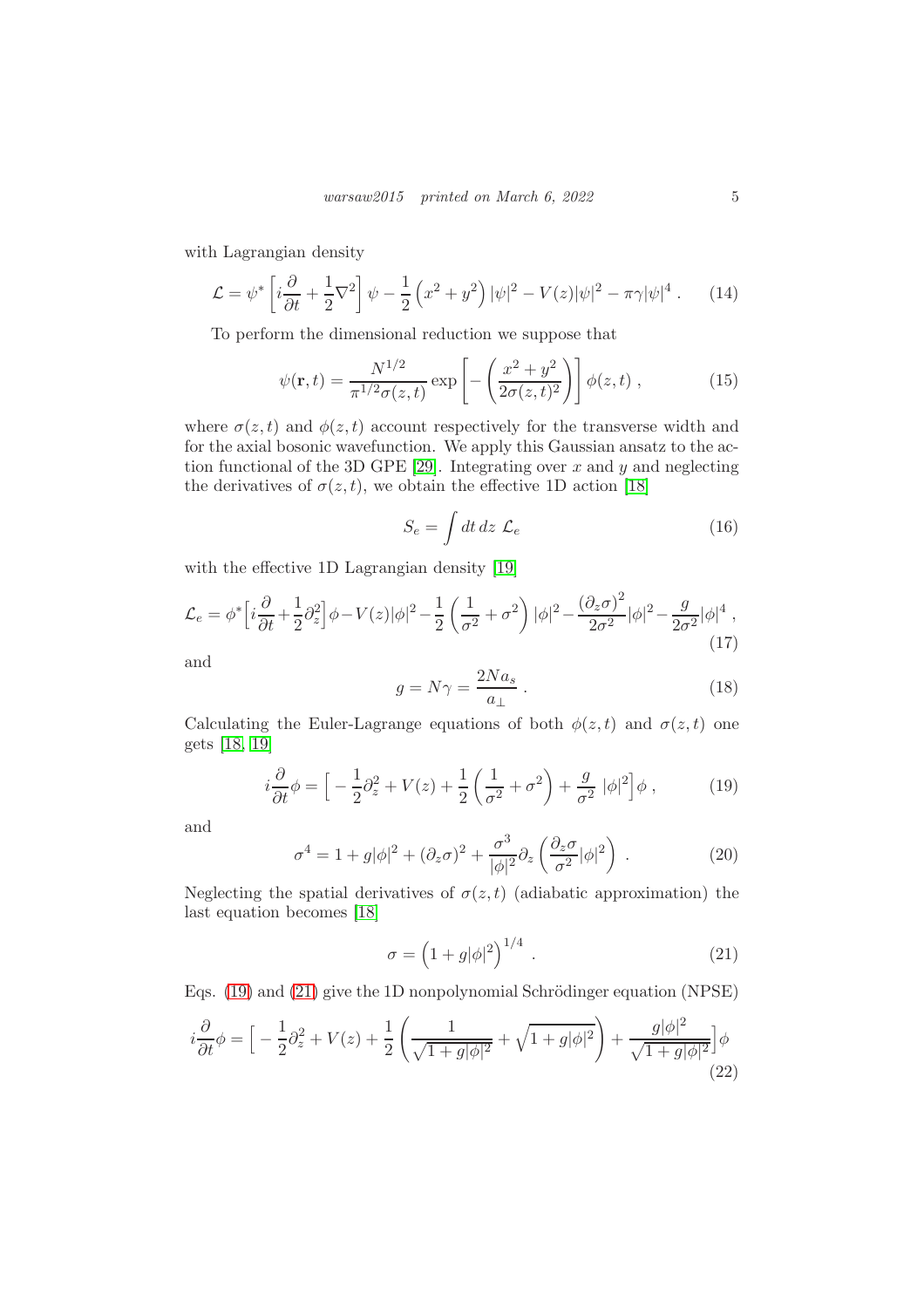with Lagrangian density

$$\mathcal{L} = \psi^* \left[ i\frac{\partial}{\partial t} + \frac{1}{2}\nabla^2 \right] \psi - \frac{1}{2}\left(x^2+y^2\right)|\psi|^2 - V(z)|\psi|^2 - \pi\gamma|\psi|^4 \, . \tag{14}$$

To perform the dimensional reduction we suppose that

$$\psi(\mathbf{r},t) = \frac{N^{1/2}}{\pi^{1/2}\sigma(z,t)} \exp\left[ -\left( \frac{x^2+y^2}{2\sigma(z,t)^2} \right) \right] \phi(z,t) \, , \tag{15}$$

where $\sigma(z,t)$ and $\phi(z,t)$ account respectively for the transverse width and for the axial bosonic wavefunction. We apply this Gaussian ansatz to the action functional of the 3D GPE [29]. Integrating over $x$ and $y$ and neglecting the derivatives of $\sigma(z,t)$, we obtain the effective 1D action [18]

$$S_e = \int dt\, dz \; \mathcal{L}_e \tag{16}$$

with the effective 1D Lagrangian density [19]

$$\mathcal{L}_e = \phi^* \Big[ i\frac{\partial}{\partial t} + \frac{1}{2}\partial_z^2 \Big] \phi - V(z)|\phi|^2 - \frac{1}{2}\left( \frac{1}{\sigma^2} + \sigma^2 \right)|\phi|^2 - \frac{\left(\partial_z\sigma\right)^2}{2\sigma^2}|\phi|^2 - \frac{g}{2\sigma^2}|\phi|^4 \, , \tag{17}$$

and

$$g = N\gamma = \frac{2Na_s}{a_\perp} \, . \tag{18}$$

Calculating the Euler-Lagrange equations of both $\phi(z,t)$ and $\sigma(z,t)$ one gets [18, 19]

$$i\frac{\partial}{\partial t}\phi = \Big[ -\frac{1}{2}\partial_z^2 + V(z) + \frac{1}{2}\left( \frac{1}{\sigma^2} + \sigma^2 \right) + \frac{g}{\sigma^2}\, |\phi|^2 \Big] \phi \, , \tag{19}$$

and

$$\sigma^4 = 1 + g|\phi|^2 + (\partial_z\sigma)^2 + \frac{\sigma^3}{|\phi|^2}\partial_z\left( \frac{\partial_z\sigma}{\sigma^2}|\phi|^2 \right) \, . \tag{20}$$

Neglecting the spatial derivatives of $\sigma(z,t)$ (adiabatic approximation) the last equation becomes [18]

$$\sigma = \left( 1 + g|\phi|^2 \right)^{1/4} \, . \tag{21}$$

Eqs. (19) and (21) give the 1D nonpolynomial Schrödinger equation (NPSE)

$$i\frac{\partial}{\partial t}\phi = \Big[ -\frac{1}{2}\partial_z^2 + V(z) + \frac{1}{2}\left( \frac{1}{\sqrt{1+g|\phi|^2}} + \sqrt{1+g|\phi|^2} \right) + \frac{g|\phi|^2}{\sqrt{1+g|\phi|^2}} \Big] \phi \tag{22}$$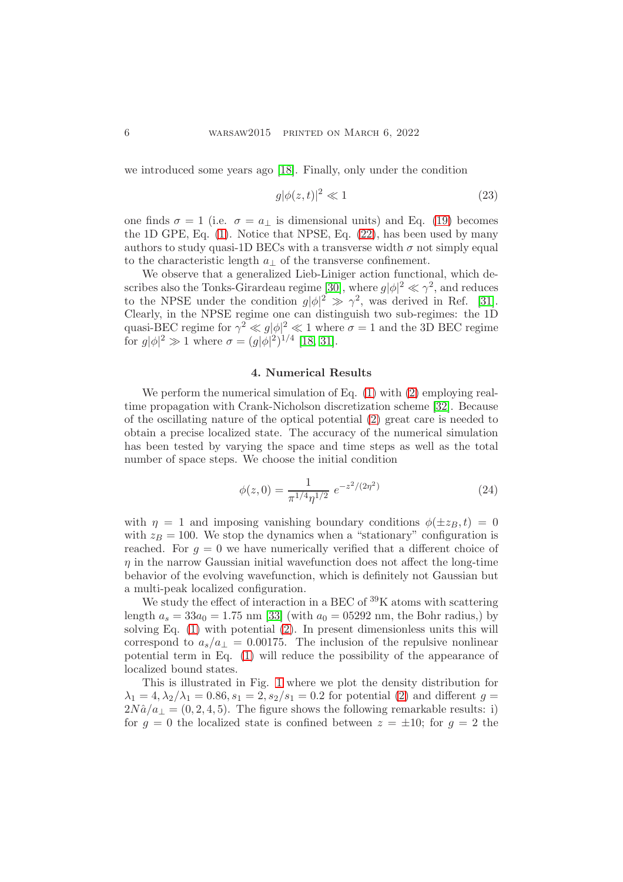we introduced some years ago [18]. Finally, only under the condition

$$g|\phi(z,t)|^2 \ll 1 \tag{23}$$

one finds $\sigma = 1$ (i.e. $\sigma = a_\perp$ is dimensional units) and Eq. (19) becomes the 1D GPE, Eq. (1). Notice that NPSE, Eq. (22), has been used by many authors to study quasi-1D BECs with a transverse width $\sigma$ not simply equal to the characteristic length $a_\perp$ of the transverse confinement.

We observe that a generalized Lieb-Liniger action functional, which describes also the Tonks-Girardeau regime [30], where $g|\phi|^2 \ll \gamma^2$, and reduces to the NPSE under the condition $g|\phi|^2 \gg \gamma^2$, was derived in Ref. [31]. Clearly, in the NPSE regime one can distinguish two sub-regimes: the 1D quasi-BEC regime for $\gamma^2 \ll g|\phi|^2 \ll 1$ where $\sigma = 1$ and the 3D BEC regime for $g|\phi|^2 \gg 1$ where $\sigma = (g|\phi|^2)^{1/4}$ [18, 31].

## 4. Numerical Results

We perform the numerical simulation of Eq. (1) with (2) employing real-time propagation with Crank-Nicholson discretization scheme [32]. Because of the oscillating nature of the optical potential (2) great care is needed to obtain a precise localized state. The accuracy of the numerical simulation has been tested by varying the space and time steps as well as the total number of space steps. We choose the initial condition

$$\phi(z,0) = \frac{1}{\pi^{1/4}\eta^{1/2}}\, e^{-z^2/(2\eta^2)} \tag{24}$$

with $\eta = 1$ and imposing vanishing boundary conditions $\phi(\pm z_B, t) = 0$ with $z_B = 100$. We stop the dynamics when a "stationary" configuration is reached. For $g = 0$ we have numerically verified that a different choice of $\eta$ in the narrow Gaussian initial wavefunction does not affect the long-time behavior of the evolving wavefunction, which is definitely not Gaussian but a multi-peak localized configuration.

We study the effect of interaction in a BEC of $^{39}$K atoms with scattering length $a_s = 33a_0 = 1.75$ nm [33] (with $a_0 = 05292$ nm, the Bohr radius,) by solving Eq. (1) with potential (2). In present dimensionless units this will correspond to $a_s/a_\perp = 0.00175$. The inclusion of the repulsive nonlinear potential term in Eq. (1) will reduce the possibility of the appearance of localized bound states.

This is illustrated in Fig. 1 where we plot the density distribution for $\lambda_1 = 4, \lambda_2/\lambda_1 = 0.86, s_1 = 2, s_2/s_1 = 0.2$ for potential (2) and different $g = 2N\hat{a}/a_\perp = (0, 2, 4, 5)$. The figure shows the following remarkable results: i) for $g = 0$ the localized state is confined between $z = \pm 10$; for $g = 2$ the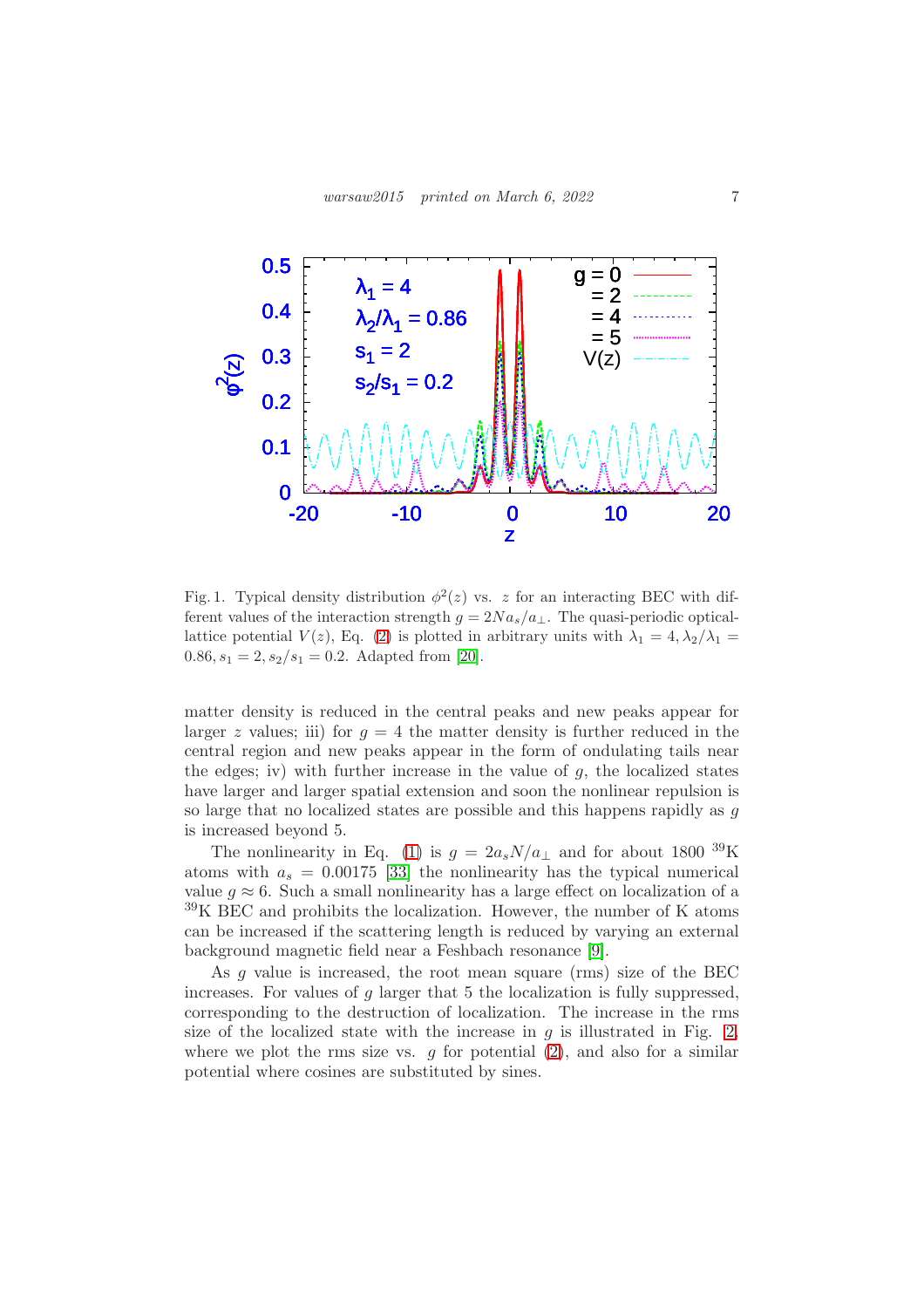Fig. 1. Typical density distribution $\phi^2(z)$ vs. $z$ for an interacting BEC with different values of the interaction strength $g = 2Na_s/a_\perp$. The quasi-periodic optical-lattice potential $V(z)$, Eq. (2) is plotted in arbitrary units with $\lambda_1 = 4, \lambda_2/\lambda_1 = 0.86, s_1 = 2, s_2/s_1 = 0.2$. Adapted from [20].

matter density is reduced in the central peaks and new peaks appear for larger $z$ values; iii) for $g = 4$ the matter density is further reduced in the central region and new peaks appear in the form of ondulating tails near the edges; iv) with further increase in the value of $g$, the localized states have larger and larger spatial extension and soon the nonlinear repulsion is so large that no localized states are possible and this happens rapidly as $g$ is increased beyond 5.

The nonlinearity in Eq. (1) is $g = 2a_sN/a_\perp$ and for about 1800 $^{39}$K atoms with $a_s = 0.00175$ [33] the nonlinearity has the typical numerical value $g \approx 6$. Such a small nonlinearity has a large effect on localization of a $^{39}$K BEC and prohibits the localization. However, the number of K atoms can be increased if the scattering length is reduced by varying an external background magnetic field near a Feshbach resonance [9].

As $g$ value is increased, the root mean square (rms) size of the BEC increases. For values of $g$ larger that 5 the localization is fully suppressed, corresponding to the destruction of localization. The increase in the rms size of the localized state with the increase in $g$ is illustrated in Fig. 2, where we plot the rms size vs. $g$ for potential (2), and also for a similar potential where cosines are substituted by sines.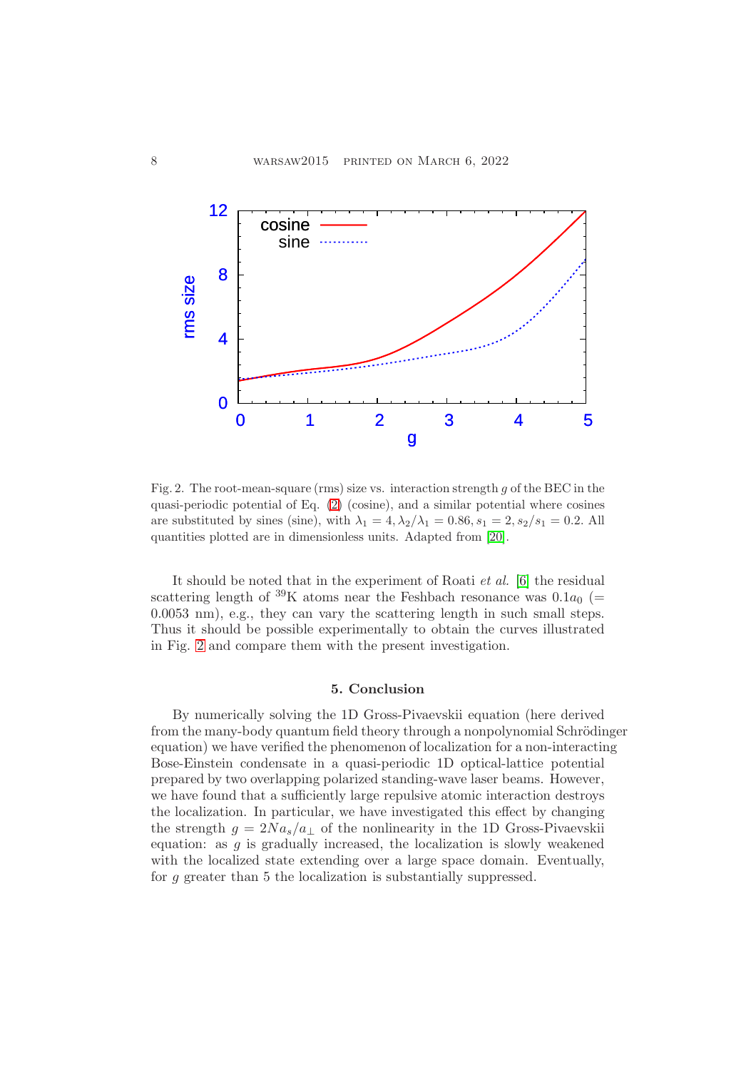Fig. 2. The root-mean-square (rms) size vs. interaction strength $g$ of the BEC in the quasi-periodic potential of Eq. (2) (cosine), and a similar potential where cosines are substituted by sines (sine), with $\lambda_1 = 4, \lambda_2/\lambda_1 = 0.86, s_1 = 2, s_2/s_1 = 0.2$. All quantities plotted are in dimensionless units. Adapted from [20].

It should be noted that in the experiment of Roati *et al.* [6] the residual scattering length of $^{39}$K atoms near the Feshbach resonance was $0.1a_0$ (= 0.0053 nm), e.g., they can vary the scattering length in such small steps. Thus it should be possible experimentally to obtain the curves illustrated in Fig. 2 and compare them with the present investigation.

## 5. Conclusion

By numerically solving the 1D Gross-Pivaevskii equation (here derived from the many-body quantum field theory through a nonpolynomial Schrödinger equation) we have verified the phenomenon of localization for a non-interacting Bose-Einstein condensate in a quasi-periodic 1D optical-lattice potential prepared by two overlapping polarized standing-wave laser beams. However, we have found that a sufficiently large repulsive atomic interaction destroys the localization. In particular, we have investigated this effect by changing the strength $g = 2Na_s/a_\perp$ of the nonlinearity in the 1D Gross-Pivaevskii equation: as $g$ is gradually increased, the localization is slowly weakened with the localized state extending over a large space domain. Eventually, for $g$ greater than 5 the localization is substantially suppressed.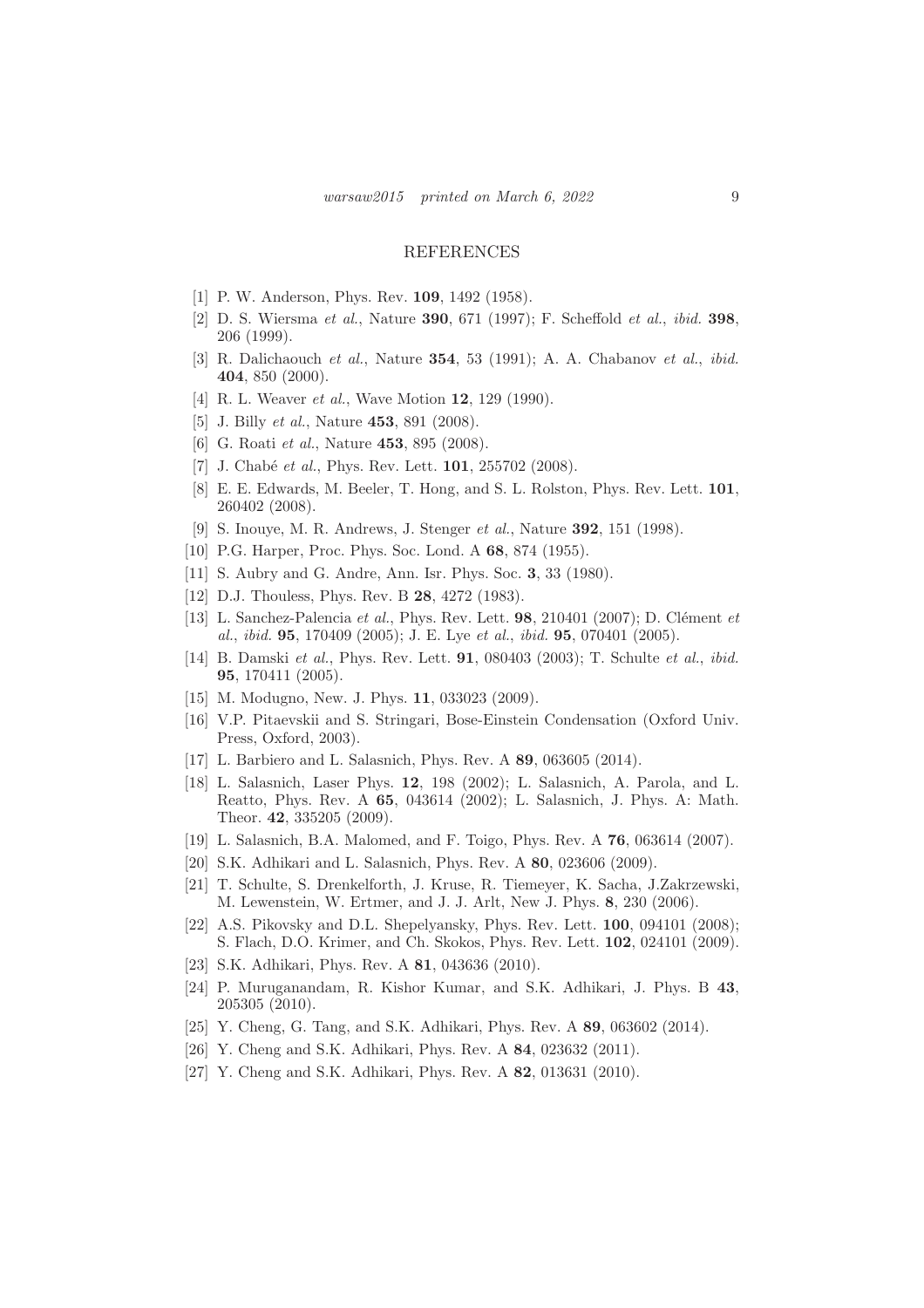## REFERENCES

[1] P. W. Anderson, Phys. Rev. **109**, 1492 (1958).

[2] D. S. Wiersma *et al.*, Nature **390**, 671 (1997); F. Scheffold *et al.*, *ibid.* **398**, 206 (1999).

[3] R. Dalichaouch *et al.*, Nature **354**, 53 (1991); A. A. Chabanov *et al.*, *ibid.* **404**, 850 (2000).

[4] R. L. Weaver *et al.*, Wave Motion **12**, 129 (1990).

[5] J. Billy *et al.*, Nature **453**, 891 (2008).

[6] G. Roati *et al.*, Nature **453**, 895 (2008).

[7] J. Chabé *et al.*, Phys. Rev. Lett. **101**, 255702 (2008).

[8] E. E. Edwards, M. Beeler, T. Hong, and S. L. Rolston, Phys. Rev. Lett. **101**, 260402 (2008).

[9] S. Inouye, M. R. Andrews, J. Stenger *et al.*, Nature **392**, 151 (1998).

[10] P.G. Harper, Proc. Phys. Soc. Lond. A **68**, 874 (1955).

[11] S. Aubry and G. Andre, Ann. Isr. Phys. Soc. **3**, 33 (1980).

[12] D.J. Thouless, Phys. Rev. B **28**, 4272 (1983).

[13] L. Sanchez-Palencia *et al.*, Phys. Rev. Lett. **98**, 210401 (2007); D. Clément *et al.*, *ibid.* **95**, 170409 (2005); J. E. Lye *et al.*, *ibid.* **95**, 070401 (2005).

[14] B. Damski *et al.*, Phys. Rev. Lett. **91**, 080403 (2003); T. Schulte *et al.*, *ibid.* **95**, 170411 (2005).

[15] M. Modugno, New. J. Phys. **11**, 033023 (2009).

[16] V.P. Pitaevskii and S. Stringari, Bose-Einstein Condensation (Oxford Univ. Press, Oxford, 2003).

[17] L. Barbiero and L. Salasnich, Phys. Rev. A **89**, 063605 (2014).

[18] L. Salasnich, Laser Phys. **12**, 198 (2002); L. Salasnich, A. Parola, and L. Reatto, Phys. Rev. A **65**, 043614 (2002); L. Salasnich, J. Phys. A: Math. Theor. **42**, 335205 (2009).

[19] L. Salasnich, B.A. Malomed, and F. Toigo, Phys. Rev. A **76**, 063614 (2007).

[20] S.K. Adhikari and L. Salasnich, Phys. Rev. A **80**, 023606 (2009).

[21] T. Schulte, S. Drenkelforth, J. Kruse, R. Tiemeyer, K. Sacha, J.Zakrzewski, M. Lewenstein, W. Ertmer, and J. J. Arlt, New J. Phys. **8**, 230 (2006).

[22] A.S. Pikovsky and D.L. Shepelyansky, Phys. Rev. Lett. **100**, 094101 (2008); S. Flach, D.O. Krimer, and Ch. Skokos, Phys. Rev. Lett. **102**, 024101 (2009).

[23] S.K. Adhikari, Phys. Rev. A **81**, 043636 (2010).

[24] P. Muruganandam, R. Kishor Kumar, and S.K. Adhikari, J. Phys. B **43**, 205305 (2010).

[25] Y. Cheng, G. Tang, and S.K. Adhikari, Phys. Rev. A **89**, 063602 (2014).

[26] Y. Cheng and S.K. Adhikari, Phys. Rev. A **84**, 023632 (2011).

[27] Y. Cheng and S.K. Adhikari, Phys. Rev. A **82**, 013631 (2010).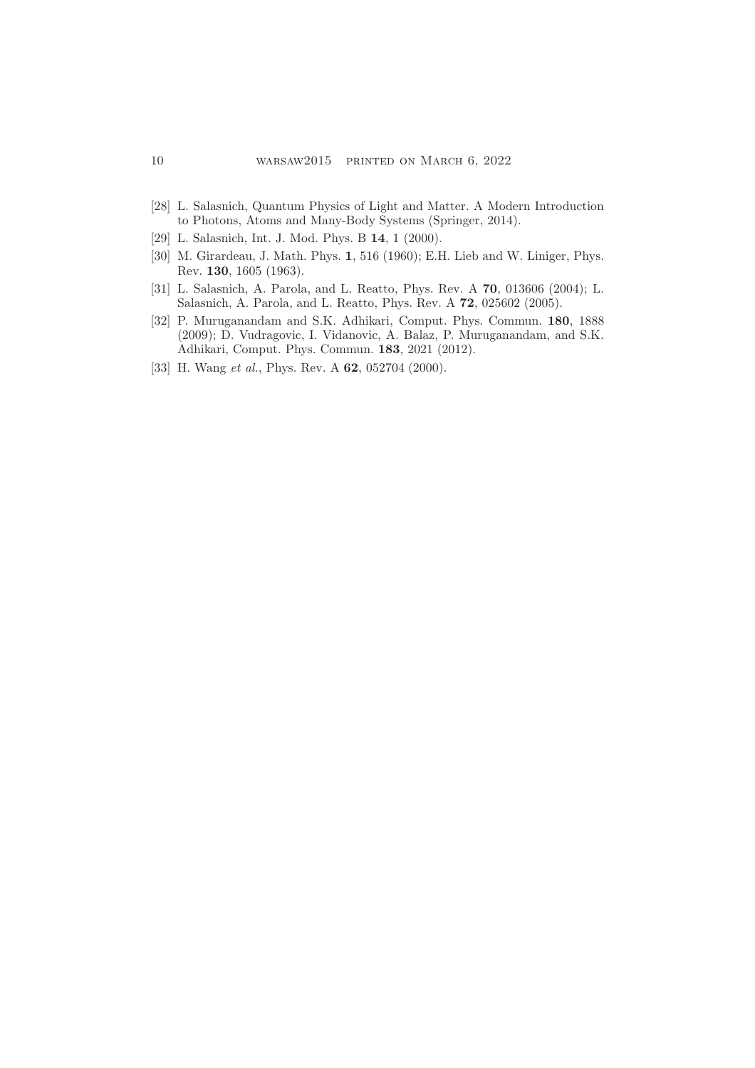[28] L. Salasnich, Quantum Physics of Light and Matter. A Modern Introduction to Photons, Atoms and Many-Body Systems (Springer, 2014).

[29] L. Salasnich, Int. J. Mod. Phys. B **14**, 1 (2000).

[30] M. Girardeau, J. Math. Phys. **1**, 516 (1960); E.H. Lieb and W. Liniger, Phys. Rev. **130**, 1605 (1963).

[31] L. Salasnich, A. Parola, and L. Reatto, Phys. Rev. A **70**, 013606 (2004); L. Salasnich, A. Parola, and L. Reatto, Phys. Rev. A **72**, 025602 (2005).

[32] P. Muruganandam and S.K. Adhikari, Comput. Phys. Commun. **180**, 1888 (2009); D. Vudragovic, I. Vidanovic, A. Balaz, P. Muruganandam, and S.K. Adhikari, Comput. Phys. Commun. **183**, 2021 (2012).

[33] H. Wang *et al.*, Phys. Rev. A **62**, 052704 (2000).